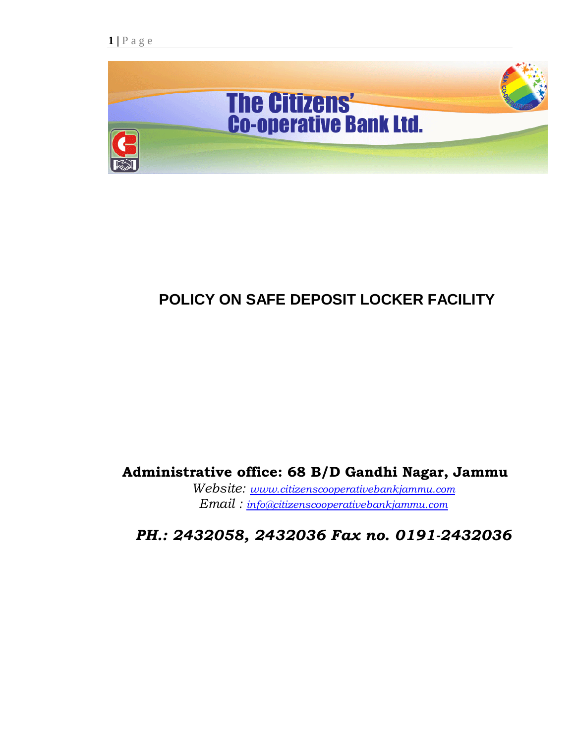# The Citizens' Co-operative Bank Ltd.

## POLICY ON SAFE DEPOSIT LOCKER FACILITY

**Administrative office: 68 B/D Gandhi Nagar, Jammu**

*Website: www.citizenscooperativebankjammu.com*

*Email : info@citizenscooperativebankjammu.com*

***PH.: 2432058, 2432036 Fax no. 0191-2432036***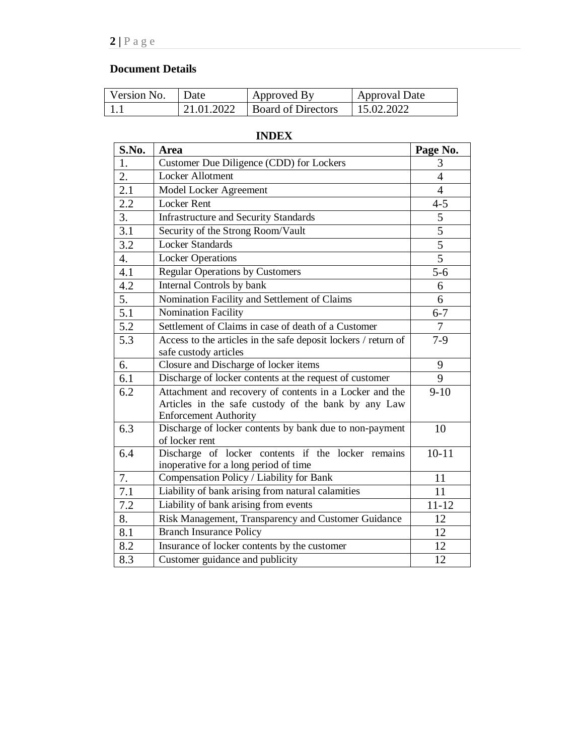## Document Details

| Version No. | Date | Approved By | Approval Date |
|---|---|---|---|
| 1.1 | 21.01.2022 | Board of Directors | 15.02.2022 |

## INDEX

| S.No. | Area | Page No. |
|---|---|---|
| 1. | Customer Due Diligence (CDD) for Lockers | 3 |
| 2. | Locker Allotment | 4 |
| 2.1 | Model Locker Agreement | 4 |
| 2.2 | Locker Rent | 4-5 |
| 3. | Infrastructure and Security Standards | 5 |
| 3.1 | Security of the Strong Room/Vault | 5 |
| 3.2 | Locker Standards | 5 |
| 4. | Locker Operations | 5 |
| 4.1 | Regular Operations by Customers | 5-6 |
| 4.2 | Internal Controls by bank | 6 |
| 5. | Nomination Facility and Settlement of Claims | 6 |
| 5.1 | Nomination Facility | 6-7 |
| 5.2 | Settlement of Claims in case of death of a Customer | 7 |
| 5.3 | Access to the articles in the safe deposit lockers / return of safe custody articles | 7-9 |
| 6. | Closure and Discharge of locker items | 9 |
| 6.1 | Discharge of locker contents at the request of customer | 9 |
| 6.2 | Attachment and recovery of contents in a Locker and the Articles in the safe custody of the bank by any Law Enforcement Authority | 9-10 |
| 6.3 | Discharge of locker contents by bank due to non-payment of locker rent | 10 |
| 6.4 | Discharge of locker contents if the locker remains inoperative for a long period of time | 10-11 |
| 7. | Compensation Policy / Liability for Bank | 11 |
| 7.1 | Liability of bank arising from natural calamities | 11 |
| 7.2 | Liability of bank arising from events | 11-12 |
| 8. | Risk Management, Transparency and Customer Guidance | 12 |
| 8.1 | Branch Insurance Policy | 12 |
| 8.2 | Insurance of locker contents by the customer | 12 |
| 8.3 | Customer guidance and publicity | 12 |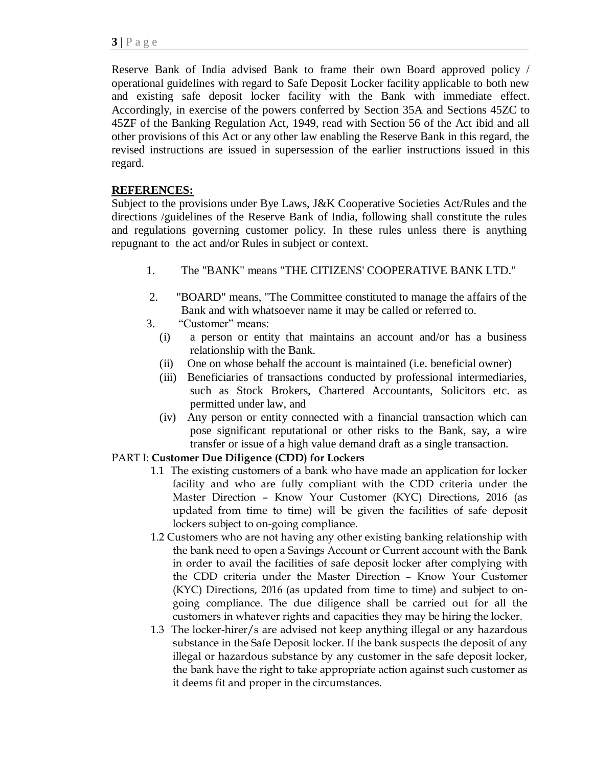Reserve Bank of India advised Bank to frame their own Board approved policy / operational guidelines with regard to Safe Deposit Locker facility applicable to both new and existing safe deposit locker facility with the Bank with immediate effect. Accordingly, in exercise of the powers conferred by Section 35A and Sections 45ZC to 45ZF of the Banking Regulation Act, 1949, read with Section 56 of the Act ibid and all other provisions of this Act or any other law enabling the Reserve Bank in this regard, the revised instructions are issued in supersession of the earlier instructions issued in this regard.

**REFERENCES:**

Subject to the provisions under Bye Laws, J&K Cooperative Societies Act/Rules and the directions /guidelines of the Reserve Bank of India, following shall constitute the rules and regulations governing customer policy. In these rules unless there is anything repugnant to the act and/or Rules in subject or context.

1. The "BANK" means "THE CITIZENS' COOPERATIVE BANK LTD."
2. "BOARD" means, "The Committee constituted to manage the affairs of the Bank and with whatsoever name it may be called or referred to.
3. "Customer" means:
   (i) a person or entity that maintains an account and/or has a business relationship with the Bank.
   (ii) One on whose behalf the account is maintained (i.e. beneficial owner)
   (iii) Beneficiaries of transactions conducted by professional intermediaries, such as Stock Brokers, Chartered Accountants, Solicitors etc. as permitted under law, and
   (iv) Any person or entity connected with a financial transaction which can pose significant reputational or other risks to the Bank, say, a wire transfer or issue of a high value demand draft as a single transaction.

PART I: **Customer Due Diligence (CDD) for Lockers**

1.1 The existing customers of a bank who have made an application for locker facility and who are fully compliant with the CDD criteria under the Master Direction – Know Your Customer (KYC) Directions, 2016 (as updated from time to time) will be given the facilities of safe deposit lockers subject to on-going compliance.

1.2 Customers who are not having any other existing banking relationship with the bank need to open a Savings Account or Current account with the Bank in order to avail the facilities of safe deposit locker after complying with the CDD criteria under the Master Direction – Know Your Customer (KYC) Directions, 2016 (as updated from time to time) and subject to on-going compliance. The due diligence shall be carried out for all the customers in whatever rights and capacities they may be hiring the locker.

1.3 The locker-hirer/s are advised not keep anything illegal or any hazardous substance in the Safe Deposit locker. If the bank suspects the deposit of any illegal or hazardous substance by any customer in the safe deposit locker, the bank have the right to take appropriate action against such customer as it deems fit and proper in the circumstances.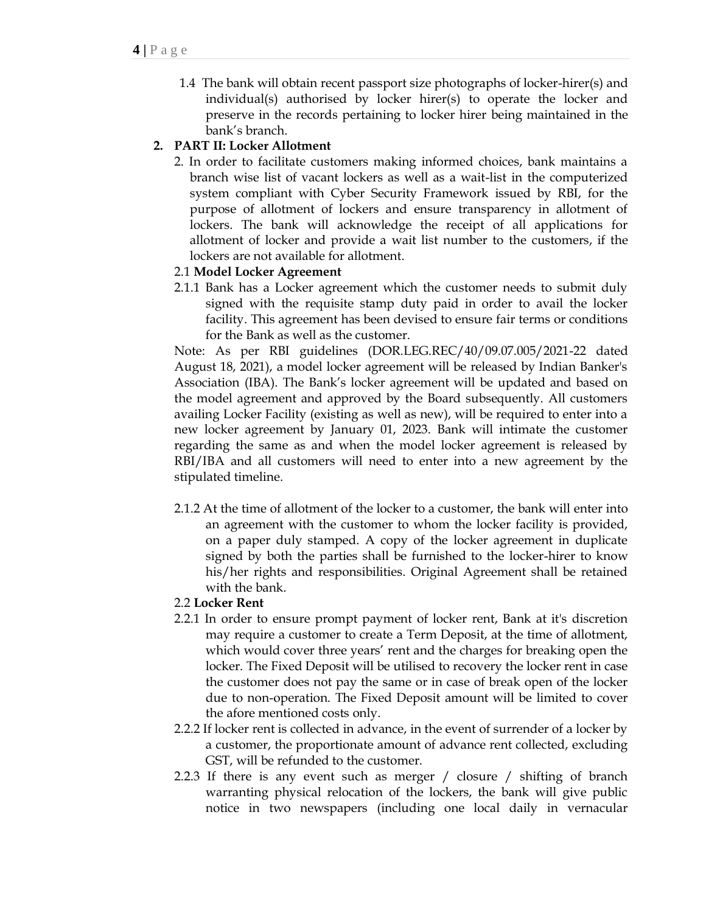1.4 The bank will obtain recent passport size photographs of locker-hirer(s) and individual(s) authorised by locker hirer(s) to operate the locker and preserve in the records pertaining to locker hirer being maintained in the bank's branch.

## 2. PART II: Locker Allotment

2. In order to facilitate customers making informed choices, bank maintains a branch wise list of vacant lockers as well as a wait-list in the computerized system compliant with Cyber Security Framework issued by RBI, for the purpose of allotment of lockers and ensure transparency in allotment of lockers. The bank will acknowledge the receipt of all applications for allotment of locker and provide a wait list number to the customers, if the lockers are not available for allotment.

2.1 **Model Locker Agreement**

2.1.1 Bank has a Locker agreement which the customer needs to submit duly signed with the requisite stamp duty paid in order to avail the locker facility. This agreement has been devised to ensure fair terms or conditions for the Bank as well as the customer.

Note: As per RBI guidelines (DOR.LEG.REC/40/09.07.005/2021-22 dated August 18, 2021), a model locker agreement will be released by Indian Banker's Association (IBA). The Bank's locker agreement will be updated and based on the model agreement and approved by the Board subsequently. All customers availing Locker Facility (existing as well as new), will be required to enter into a new locker agreement by January 01, 2023. Bank will intimate the customer regarding the same as and when the model locker agreement is released by RBI/IBA and all customers will need to enter into a new agreement by the stipulated timeline.

2.1.2 At the time of allotment of the locker to a customer, the bank will enter into an agreement with the customer to whom the locker facility is provided, on a paper duly stamped. A copy of the locker agreement in duplicate signed by both the parties shall be furnished to the locker-hirer to know his/her rights and responsibilities. Original Agreement shall be retained with the bank.

2.2 **Locker Rent**

2.2.1 In order to ensure prompt payment of locker rent, Bank at it's discretion may require a customer to create a Term Deposit, at the time of allotment, which would cover three years' rent and the charges for breaking open the locker. The Fixed Deposit will be utilised to recovery the locker rent in case the customer does not pay the same or in case of break open of the locker due to non-operation. The Fixed Deposit amount will be limited to cover the afore mentioned costs only.

2.2.2 If locker rent is collected in advance, in the event of surrender of a locker by a customer, the proportionate amount of advance rent collected, excluding GST, will be refunded to the customer.

2.2.3 If there is any event such as merger / closure / shifting of branch warranting physical relocation of the lockers, the bank will give public notice in two newspapers (including one local daily in vernacular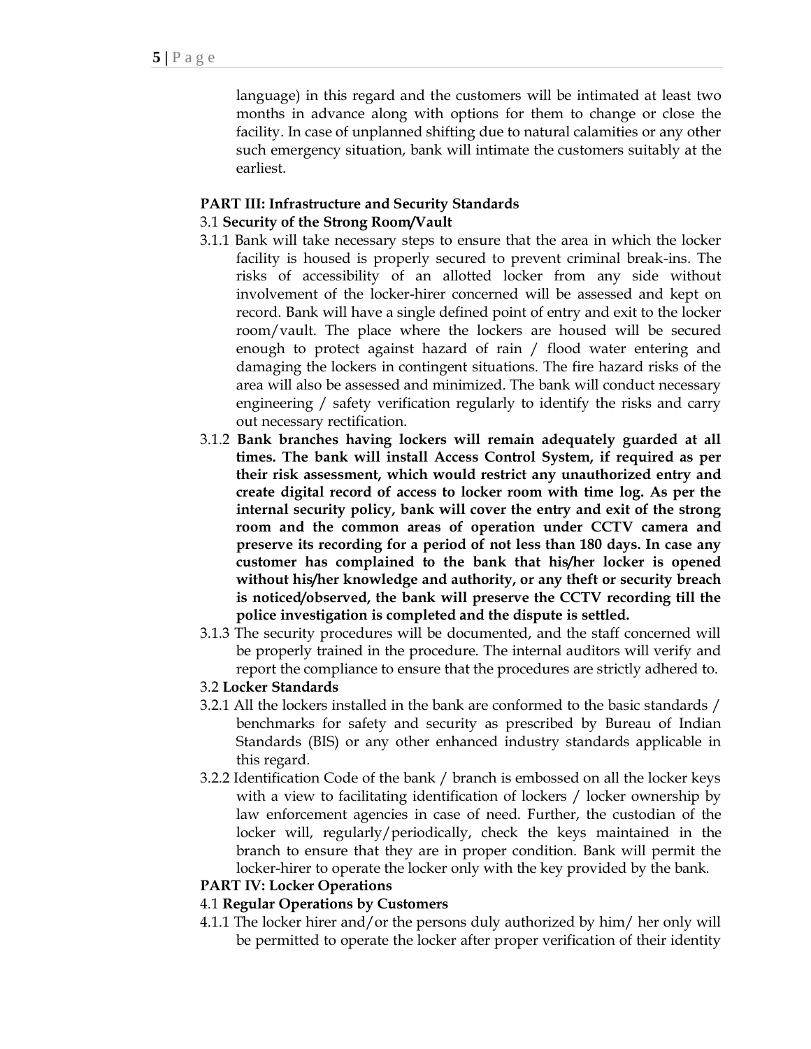language) in this regard and the customers will be intimated at least two months in advance along with options for them to change or close the facility. In case of unplanned shifting due to natural calamities or any other such emergency situation, bank will intimate the customers suitably at the earliest.

**PART III: Infrastructure and Security Standards**

3.1 **Security of the Strong Room/Vault**

3.1.1 Bank will take necessary steps to ensure that the area in which the locker facility is housed is properly secured to prevent criminal break-ins. The risks of accessibility of an allotted locker from any side without involvement of the locker-hirer concerned will be assessed and kept on record. Bank will have a single defined point of entry and exit to the locker room/vault. The place where the lockers are housed will be secured enough to protect against hazard of rain / flood water entering and damaging the lockers in contingent situations. The fire hazard risks of the area will also be assessed and minimized. The bank will conduct necessary engineering / safety verification regularly to identify the risks and carry out necessary rectification.

3.1.2 **Bank branches having lockers will remain adequately guarded at all times. The bank will install Access Control System, if required as per their risk assessment, which would restrict any unauthorized entry and create digital record of access to locker room with time log. As per the internal security policy, bank will cover the entry and exit of the strong room and the common areas of operation under CCTV camera and preserve its recording for a period of not less than 180 days. In case any customer has complained to the bank that his/her locker is opened without his/her knowledge and authority, or any theft or security breach is noticed/observed, the bank will preserve the CCTV recording till the police investigation is completed and the dispute is settled.**

3.1.3 The security procedures will be documented, and the staff concerned will be properly trained in the procedure. The internal auditors will verify and report the compliance to ensure that the procedures are strictly adhered to.

3.2 **Locker Standards**

3.2.1 All the lockers installed in the bank are conformed to the basic standards / benchmarks for safety and security as prescribed by Bureau of Indian Standards (BIS) or any other enhanced industry standards applicable in this regard.

3.2.2 Identification Code of the bank / branch is embossed on all the locker keys with a view to facilitating identification of lockers / locker ownership by law enforcement agencies in case of need. Further, the custodian of the locker will, regularly/periodically, check the keys maintained in the branch to ensure that they are in proper condition. Bank will permit the locker-hirer to operate the locker only with the key provided by the bank.

**PART IV: Locker Operations**

4.1 **Regular Operations by Customers**

4.1.1 The locker hirer and/or the persons duly authorized by him/ her only will be permitted to operate the locker after proper verification of their identity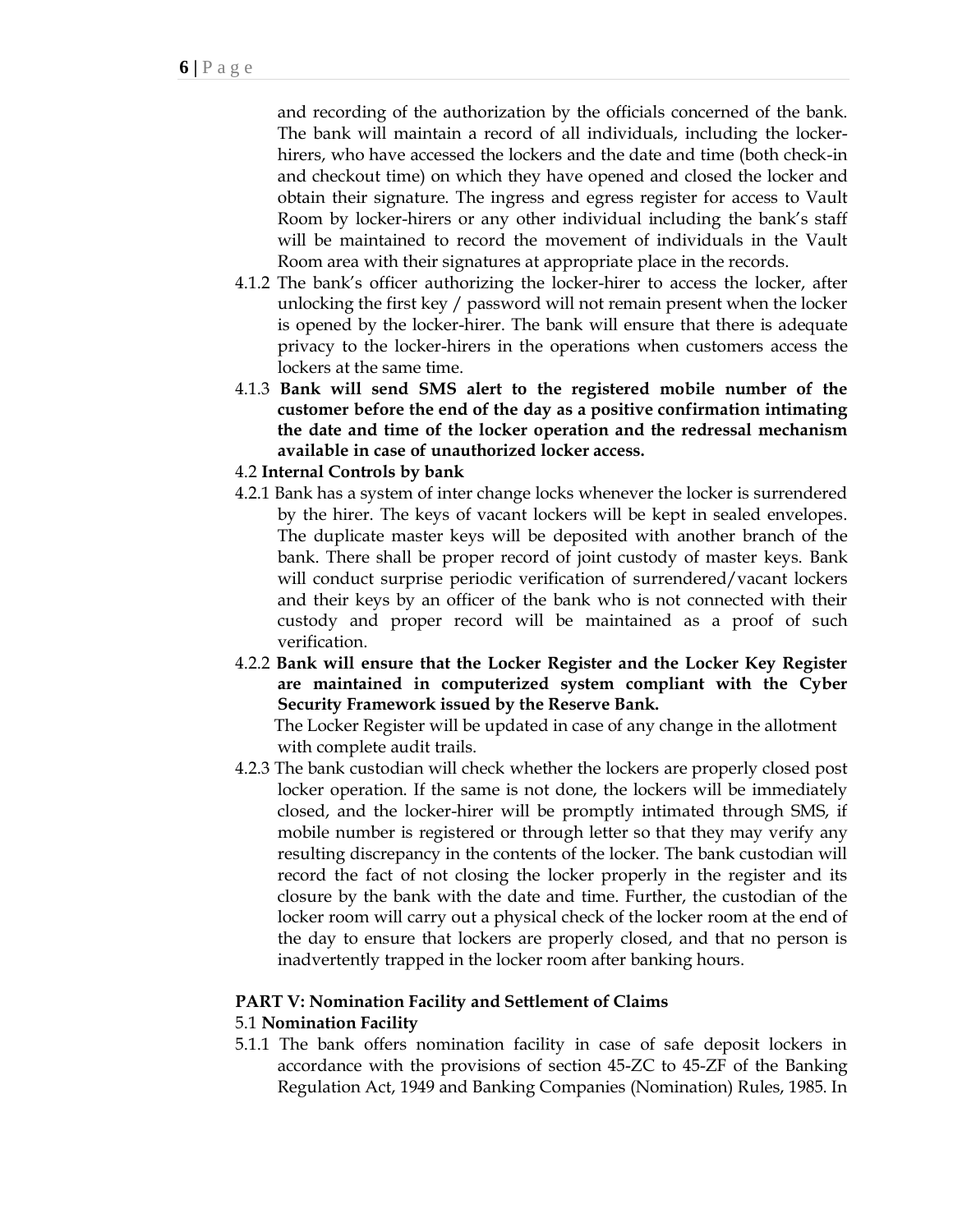and recording of the authorization by the officials concerned of the bank. The bank will maintain a record of all individuals, including the locker-hirers, who have accessed the lockers and the date and time (both check-in and checkout time) on which they have opened and closed the locker and obtain their signature. The ingress and egress register for access to Vault Room by locker-hirers or any other individual including the bank's staff will be maintained to record the movement of individuals in the Vault Room area with their signatures at appropriate place in the records.

4.1.2 The bank's officer authorizing the locker-hirer to access the locker, after unlocking the first key / password will not remain present when the locker is opened by the locker-hirer. The bank will ensure that there is adequate privacy to the locker-hirers in the operations when customers access the lockers at the same time.

4.1.3 **Bank will send SMS alert to the registered mobile number of the customer before the end of the day as a positive confirmation intimating the date and time of the locker operation and the redressal mechanism available in case of unauthorized locker access.**

4.2 **Internal Controls by bank**

4.2.1 Bank has a system of inter change locks whenever the locker is surrendered by the hirer. The keys of vacant lockers will be kept in sealed envelopes. The duplicate master keys will be deposited with another branch of the bank. There shall be proper record of joint custody of master keys. Bank will conduct surprise periodic verification of surrendered/vacant lockers and their keys by an officer of the bank who is not connected with their custody and proper record will be maintained as a proof of such verification.

4.2.2 **Bank will ensure that the Locker Register and the Locker Key Register are maintained in computerized system compliant with the Cyber Security Framework issued by the Reserve Bank.**

The Locker Register will be updated in case of any change in the allotment with complete audit trails.

4.2.3 The bank custodian will check whether the lockers are properly closed post locker operation. If the same is not done, the lockers will be immediately closed, and the locker-hirer will be promptly intimated through SMS, if mobile number is registered or through letter so that they may verify any resulting discrepancy in the contents of the locker. The bank custodian will record the fact of not closing the locker properly in the register and its closure by the bank with the date and time. Further, the custodian of the locker room will carry out a physical check of the locker room at the end of the day to ensure that lockers are properly closed, and that no person is inadvertently trapped in the locker room after banking hours.

## PART V: Nomination Facility and Settlement of Claims

### 5.1 Nomination Facility

5.1.1 The bank offers nomination facility in case of safe deposit lockers in accordance with the provisions of section 45-ZC to 45-ZF of the Banking Regulation Act, 1949 and Banking Companies (Nomination) Rules, 1985. In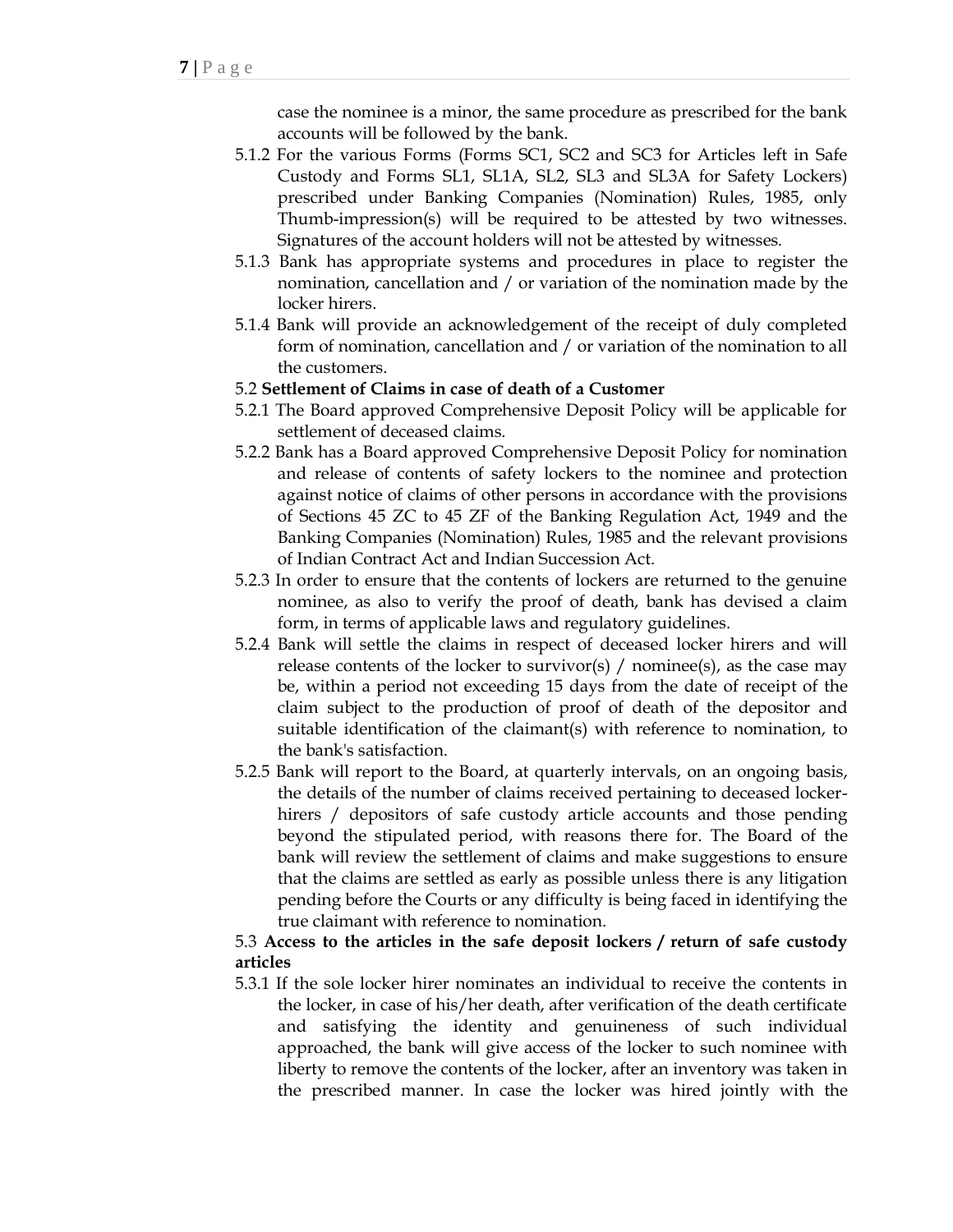case the nominee is a minor, the same procedure as prescribed for the bank accounts will be followed by the bank.

5.1.2 For the various Forms (Forms SC1, SC2 and SC3 for Articles left in Safe Custody and Forms SL1, SL1A, SL2, SL3 and SL3A for Safety Lockers) prescribed under Banking Companies (Nomination) Rules, 1985, only Thumb-impression(s) will be required to be attested by two witnesses. Signatures of the account holders will not be attested by witnesses.

5.1.3 Bank has appropriate systems and procedures in place to register the nomination, cancellation and / or variation of the nomination made by the locker hirers.

5.1.4 Bank will provide an acknowledgement of the receipt of duly completed form of nomination, cancellation and / or variation of the nomination to all the customers.

5.2 **Settlement of Claims in case of death of a Customer**

5.2.1 The Board approved Comprehensive Deposit Policy will be applicable for settlement of deceased claims.

5.2.2 Bank has a Board approved Comprehensive Deposit Policy for nomination and release of contents of safety lockers to the nominee and protection against notice of claims of other persons in accordance with the provisions of Sections 45 ZC to 45 ZF of the Banking Regulation Act, 1949 and the Banking Companies (Nomination) Rules, 1985 and the relevant provisions of Indian Contract Act and Indian Succession Act.

5.2.3 In order to ensure that the contents of lockers are returned to the genuine nominee, as also to verify the proof of death, bank has devised a claim form, in terms of applicable laws and regulatory guidelines.

5.2.4 Bank will settle the claims in respect of deceased locker hirers and will release contents of the locker to survivor(s) / nominee(s), as the case may be, within a period not exceeding 15 days from the date of receipt of the claim subject to the production of proof of death of the depositor and suitable identification of the claimant(s) with reference to nomination, to the bank's satisfaction.

5.2.5 Bank will report to the Board, at quarterly intervals, on an ongoing basis, the details of the number of claims received pertaining to deceased locker-hirers / depositors of safe custody article accounts and those pending beyond the stipulated period, with reasons there for. The Board of the bank will review the settlement of claims and make suggestions to ensure that the claims are settled as early as possible unless there is any litigation pending before the Courts or any difficulty is being faced in identifying the true claimant with reference to nomination.

5.3 **Access to the articles in the safe deposit lockers / return of safe custody articles**

5.3.1 If the sole locker hirer nominates an individual to receive the contents in the locker, in case of his/her death, after verification of the death certificate and satisfying the identity and genuineness of such individual approached, the bank will give access of the locker to such nominee with liberty to remove the contents of the locker, after an inventory was taken in the prescribed manner. In case the locker was hired jointly with the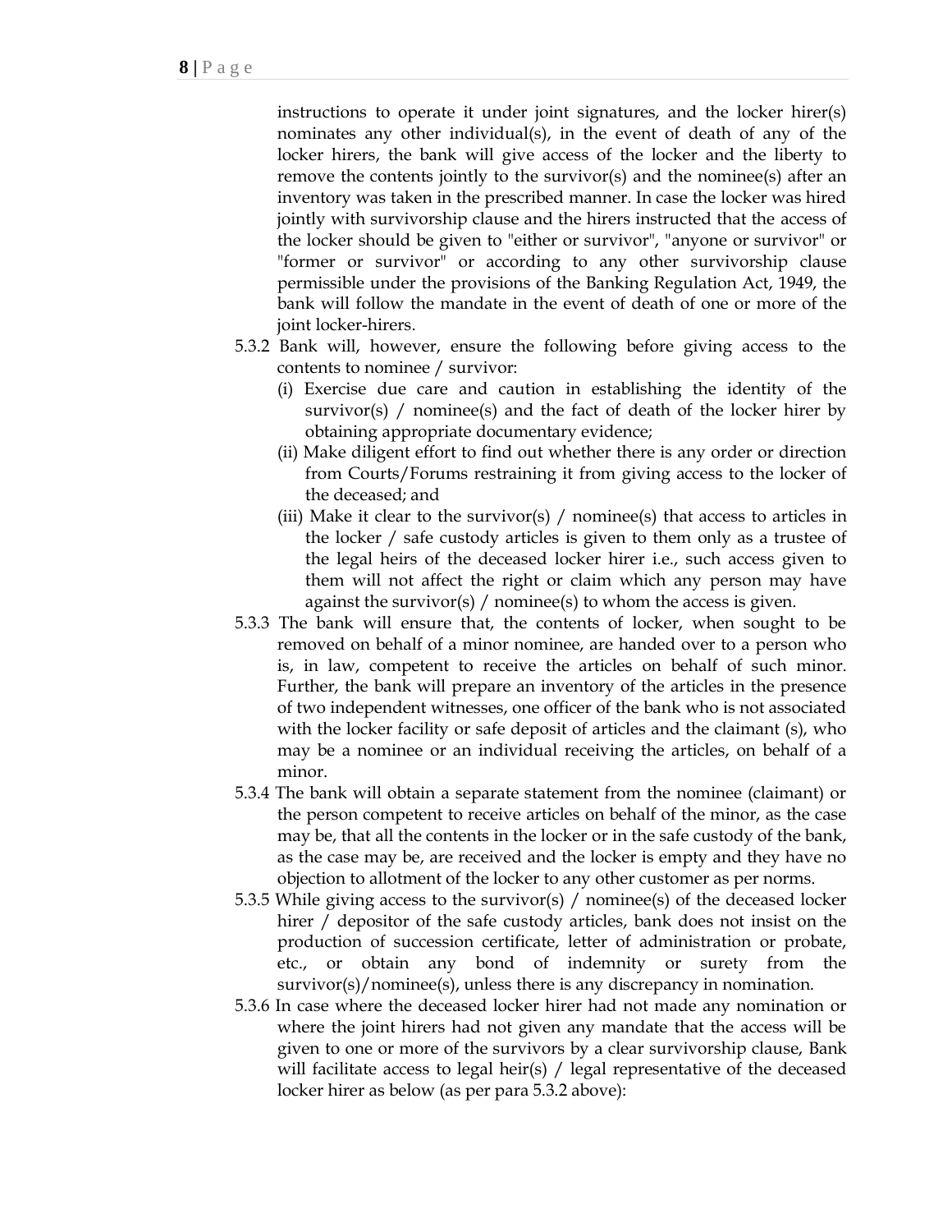instructions to operate it under joint signatures, and the locker hirer(s) nominates any other individual(s), in the event of death of any of the locker hirers, the bank will give access of the locker and the liberty to remove the contents jointly to the survivor(s) and the nominee(s) after an inventory was taken in the prescribed manner. In case the locker was hired jointly with survivorship clause and the hirers instructed that the access of the locker should be given to "either or survivor", "anyone or survivor" or "former or survivor" or according to any other survivorship clause permissible under the provisions of the Banking Regulation Act, 1949, the bank will follow the mandate in the event of death of one or more of the joint locker-hirers.

5.3.2 Bank will, however, ensure the following before giving access to the contents to nominee / survivor:

(i) Exercise due care and caution in establishing the identity of the survivor(s) / nominee(s) and the fact of death of the locker hirer by obtaining appropriate documentary evidence;

(ii) Make diligent effort to find out whether there is any order or direction from Courts/Forums restraining it from giving access to the locker of the deceased; and

(iii) Make it clear to the survivor(s) / nominee(s) that access to articles in the locker / safe custody articles is given to them only as a trustee of the legal heirs of the deceased locker hirer i.e., such access given to them will not affect the right or claim which any person may have against the survivor(s) / nominee(s) to whom the access is given.

5.3.3 The bank will ensure that, the contents of locker, when sought to be removed on behalf of a minor nominee, are handed over to a person who is, in law, competent to receive the articles on behalf of such minor. Further, the bank will prepare an inventory of the articles in the presence of two independent witnesses, one officer of the bank who is not associated with the locker facility or safe deposit of articles and the claimant (s), who may be a nominee or an individual receiving the articles, on behalf of a minor.

5.3.4 The bank will obtain a separate statement from the nominee (claimant) or the person competent to receive articles on behalf of the minor, as the case may be, that all the contents in the locker or in the safe custody of the bank, as the case may be, are received and the locker is empty and they have no objection to allotment of the locker to any other customer as per norms.

5.3.5 While giving access to the survivor(s) / nominee(s) of the deceased locker hirer / depositor of the safe custody articles, bank does not insist on the production of succession certificate, letter of administration or probate, etc., or obtain any bond of indemnity or surety from the survivor(s)/nominee(s), unless there is any discrepancy in nomination.

5.3.6 In case where the deceased locker hirer had not made any nomination or where the joint hirers had not given any mandate that the access will be given to one or more of the survivors by a clear survivorship clause, Bank will facilitate access to legal heir(s) / legal representative of the deceased locker hirer as below (as per para 5.3.2 above):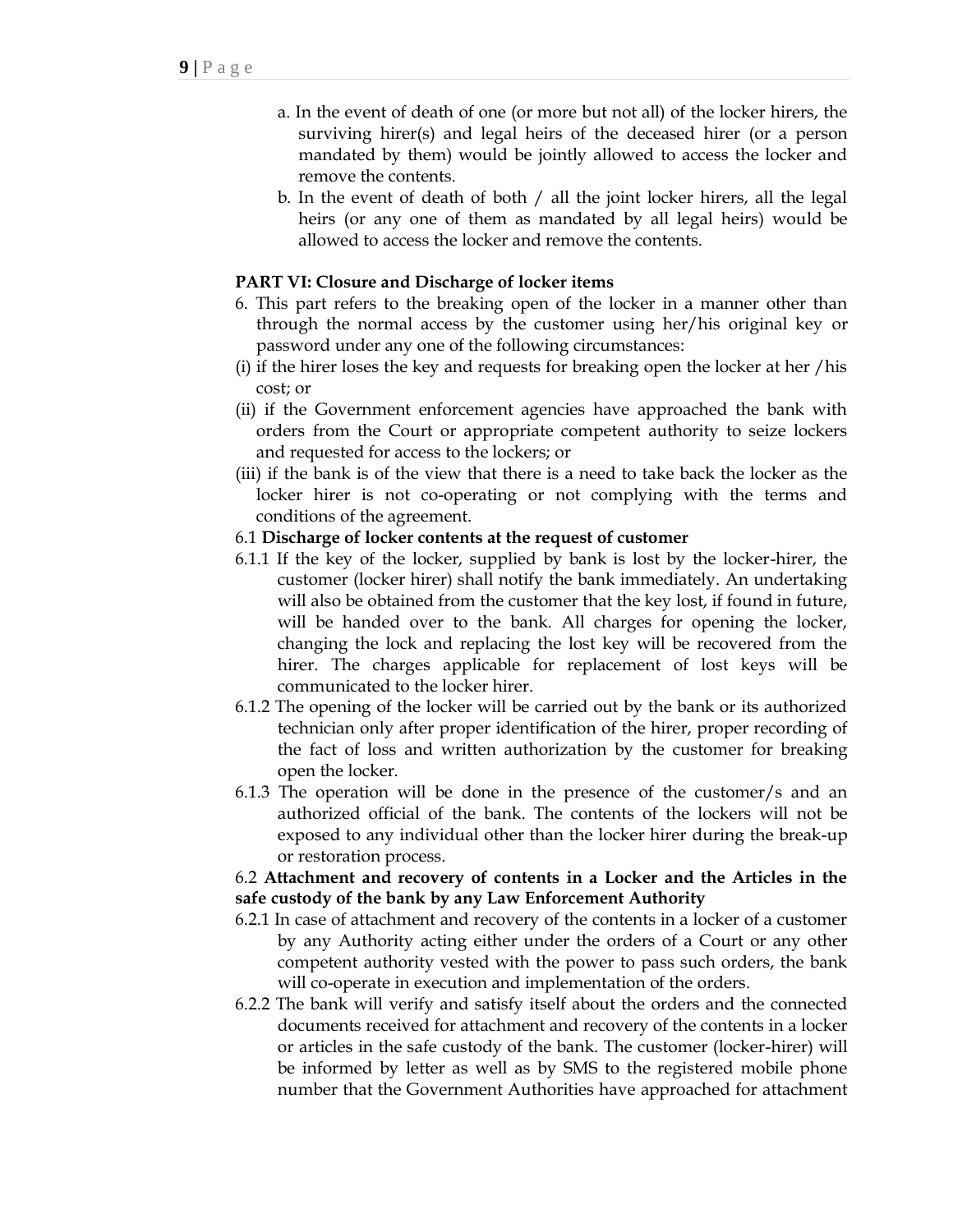a. In the event of death of one (or more but not all) of the locker hirers, the surviving hirer(s) and legal heirs of the deceased hirer (or a person mandated by them) would be jointly allowed to access the locker and remove the contents.

b. In the event of death of both / all the joint locker hirers, all the legal heirs (or any one of them as mandated by all legal heirs) would be allowed to access the locker and remove the contents.

**PART VI: Closure and Discharge of locker items**

6. This part refers to the breaking open of the locker in a manner other than through the normal access by the customer using her/his original key or password under any one of the following circumstances:

(i) if the hirer loses the key and requests for breaking open the locker at her /his cost; or

(ii) if the Government enforcement agencies have approached the bank with orders from the Court or appropriate competent authority to seize lockers and requested for access to the lockers; or

(iii) if the bank is of the view that there is a need to take back the locker as the locker hirer is not co-operating or not complying with the terms and conditions of the agreement.

6.1 **Discharge of locker contents at the request of customer**

6.1.1 If the key of the locker, supplied by bank is lost by the locker-hirer, the customer (locker hirer) shall notify the bank immediately. An undertaking will also be obtained from the customer that the key lost, if found in future, will be handed over to the bank. All charges for opening the locker, changing the lock and replacing the lost key will be recovered from the hirer. The charges applicable for replacement of lost keys will be communicated to the locker hirer.

6.1.2 The opening of the locker will be carried out by the bank or its authorized technician only after proper identification of the hirer, proper recording of the fact of loss and written authorization by the customer for breaking open the locker.

6.1.3 The operation will be done in the presence of the customer/s and an authorized official of the bank. The contents of the lockers will not be exposed to any individual other than the locker hirer during the break-up or restoration process.

6.2 **Attachment and recovery of contents in a Locker and the Articles in the safe custody of the bank by any Law Enforcement Authority**

6.2.1 In case of attachment and recovery of the contents in a locker of a customer by any Authority acting either under the orders of a Court or any other competent authority vested with the power to pass such orders, the bank will co-operate in execution and implementation of the orders.

6.2.2 The bank will verify and satisfy itself about the orders and the connected documents received for attachment and recovery of the contents in a locker or articles in the safe custody of the bank. The customer (locker-hirer) will be informed by letter as well as by SMS to the registered mobile phone number that the Government Authorities have approached for attachment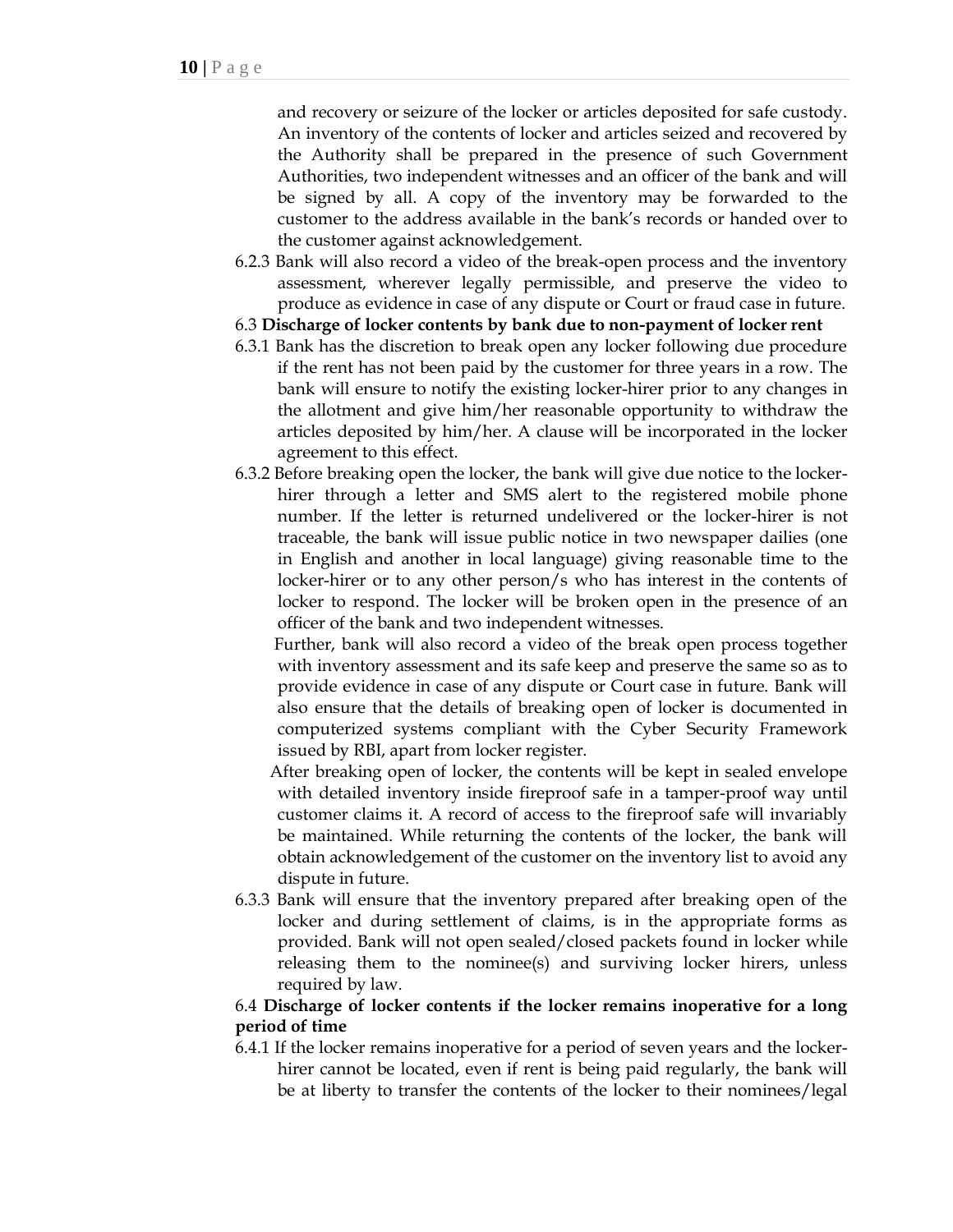and recovery or seizure of the locker or articles deposited for safe custody. An inventory of the contents of locker and articles seized and recovered by the Authority shall be prepared in the presence of such Government Authorities, two independent witnesses and an officer of the bank and will be signed by all. A copy of the inventory may be forwarded to the customer to the address available in the bank's records or handed over to the customer against acknowledgement.

6.2.3 Bank will also record a video of the break-open process and the inventory assessment, wherever legally permissible, and preserve the video to produce as evidence in case of any dispute or Court or fraud case in future.

6.3 **Discharge of locker contents by bank due to non-payment of locker rent**

6.3.1 Bank has the discretion to break open any locker following due procedure if the rent has not been paid by the customer for three years in a row. The bank will ensure to notify the existing locker-hirer prior to any changes in the allotment and give him/her reasonable opportunity to withdraw the articles deposited by him/her. A clause will be incorporated in the locker agreement to this effect.

6.3.2 Before breaking open the locker, the bank will give due notice to the locker-hirer through a letter and SMS alert to the registered mobile phone number. If the letter is returned undelivered or the locker-hirer is not traceable, the bank will issue public notice in two newspaper dailies (one in English and another in local language) giving reasonable time to the locker-hirer or to any other person/s who has interest in the contents of locker to respond. The locker will be broken open in the presence of an officer of the bank and two independent witnesses.

Further, bank will also record a video of the break open process together with inventory assessment and its safe keep and preserve the same so as to provide evidence in case of any dispute or Court case in future. Bank will also ensure that the details of breaking open of locker is documented in computerized systems compliant with the Cyber Security Framework issued by RBI, apart from locker register.

After breaking open of locker, the contents will be kept in sealed envelope with detailed inventory inside fireproof safe in a tamper-proof way until customer claims it. A record of access to the fireproof safe will invariably be maintained. While returning the contents of the locker, the bank will obtain acknowledgement of the customer on the inventory list to avoid any dispute in future.

6.3.3 Bank will ensure that the inventory prepared after breaking open of the locker and during settlement of claims, is in the appropriate forms as provided. Bank will not open sealed/closed packets found in locker while releasing them to the nominee(s) and surviving locker hirers, unless required by law.

6.4 **Discharge of locker contents if the locker remains inoperative for a long period of time**

6.4.1 If the locker remains inoperative for a period of seven years and the locker-hirer cannot be located, even if rent is being paid regularly, the bank will be at liberty to transfer the contents of the locker to their nominees/legal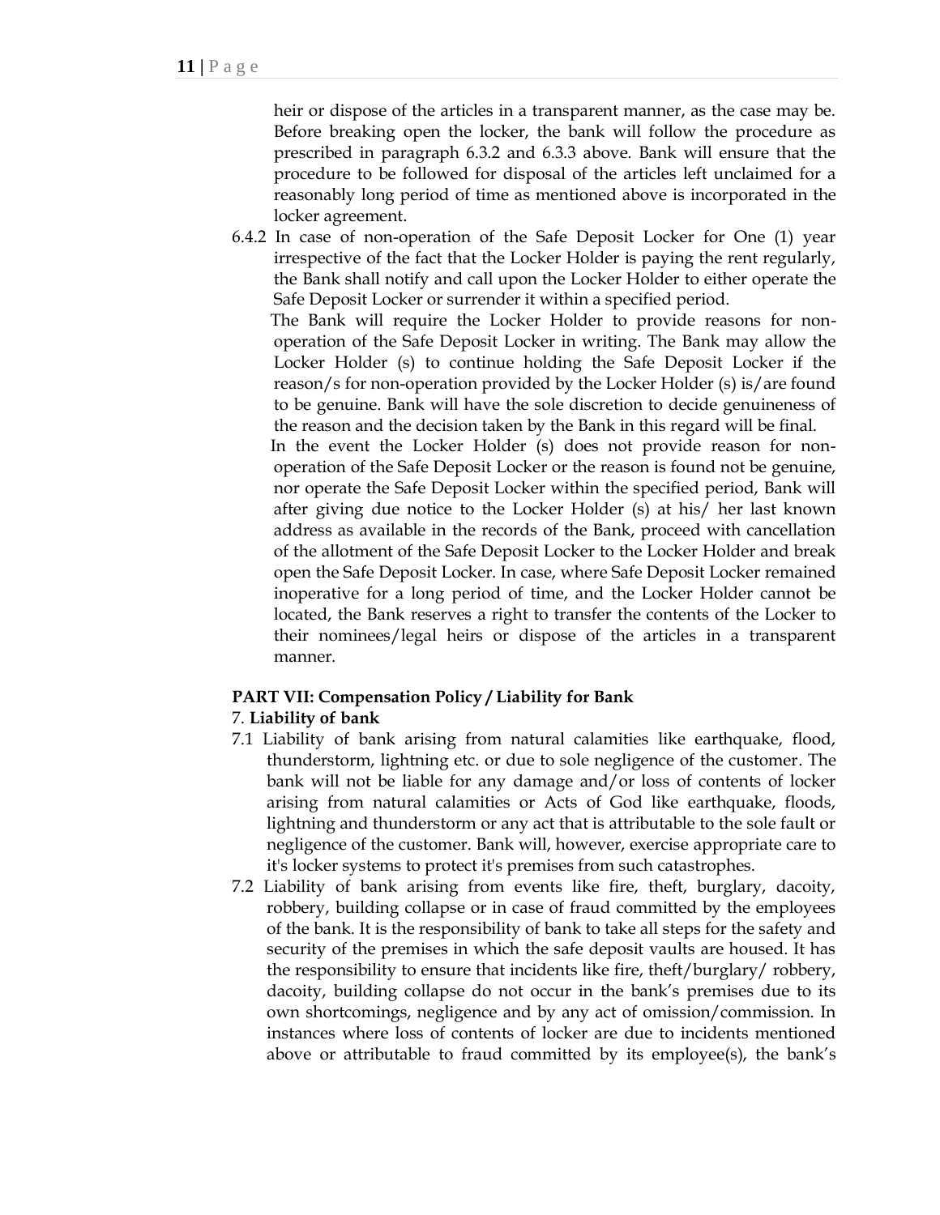heir or dispose of the articles in a transparent manner, as the case may be. Before breaking open the locker, the bank will follow the procedure as prescribed in paragraph 6.3.2 and 6.3.3 above. Bank will ensure that the procedure to be followed for disposal of the articles left unclaimed for a reasonably long period of time as mentioned above is incorporated in the locker agreement.

6.4.2 In case of non-operation of the Safe Deposit Locker for One (1) year irrespective of the fact that the Locker Holder is paying the rent regularly, the Bank shall notify and call upon the Locker Holder to either operate the Safe Deposit Locker or surrender it within a specified period.

The Bank will require the Locker Holder to provide reasons for non-operation of the Safe Deposit Locker in writing. The Bank may allow the Locker Holder (s) to continue holding the Safe Deposit Locker if the reason/s for non-operation provided by the Locker Holder (s) is/are found to be genuine. Bank will have the sole discretion to decide genuineness of the reason and the decision taken by the Bank in this regard will be final.

In the event the Locker Holder (s) does not provide reason for non-operation of the Safe Deposit Locker or the reason is found not be genuine, nor operate the Safe Deposit Locker within the specified period, Bank will after giving due notice to the Locker Holder (s) at his/ her last known address as available in the records of the Bank, proceed with cancellation of the allotment of the Safe Deposit Locker to the Locker Holder and break open the Safe Deposit Locker. In case, where Safe Deposit Locker remained inoperative for a long period of time, and the Locker Holder cannot be located, the Bank reserves a right to transfer the contents of the Locker to their nominees/legal heirs or dispose of the articles in a transparent manner.

**PART VII: Compensation Policy / Liability for Bank**

7. **Liability of bank**

7.1 Liability of bank arising from natural calamities like earthquake, flood, thunderstorm, lightning etc. or due to sole negligence of the customer. The bank will not be liable for any damage and/or loss of contents of locker arising from natural calamities or Acts of God like earthquake, floods, lightning and thunderstorm or any act that is attributable to the sole fault or negligence of the customer. Bank will, however, exercise appropriate care to it's locker systems to protect it's premises from such catastrophes.

7.2 Liability of bank arising from events like fire, theft, burglary, dacoity, robbery, building collapse or in case of fraud committed by the employees of the bank. It is the responsibility of bank to take all steps for the safety and security of the premises in which the safe deposit vaults are housed. It has the responsibility to ensure that incidents like fire, theft/burglary/ robbery, dacoity, building collapse do not occur in the bank's premises due to its own shortcomings, negligence and by any act of omission/commission. In instances where loss of contents of locker are due to incidents mentioned above or attributable to fraud committed by its employee(s), the bank's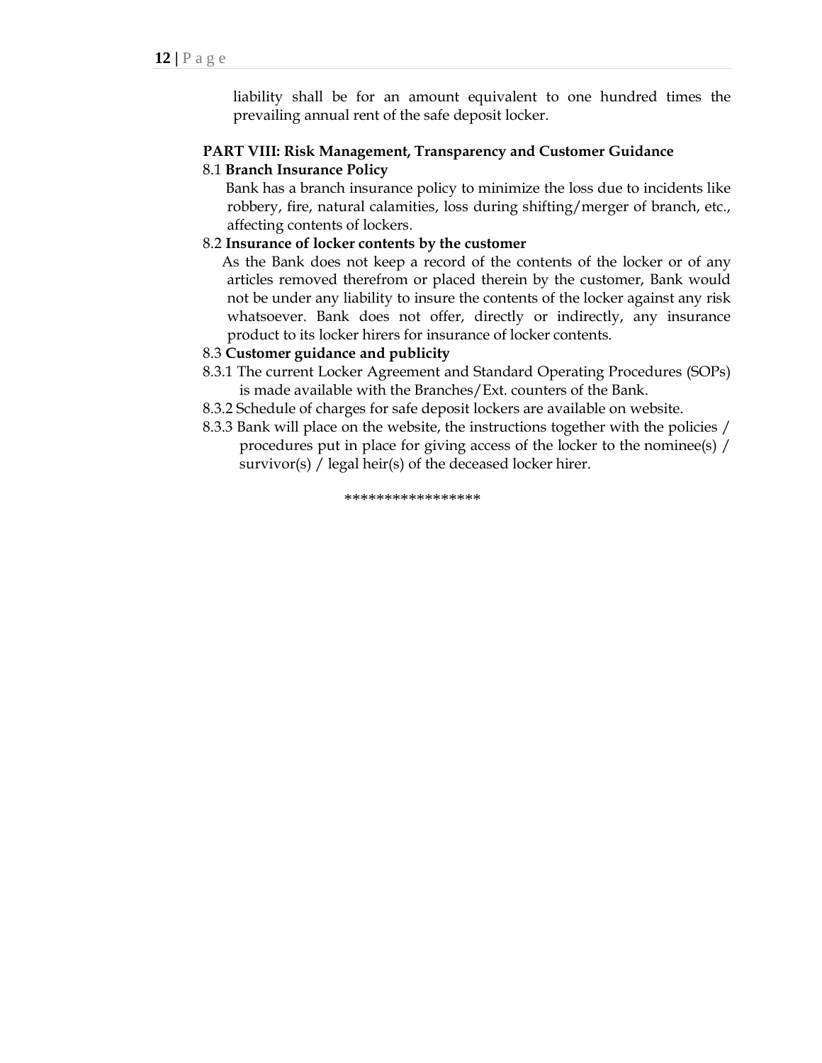liability shall be for an amount equivalent to one hundred times the prevailing annual rent of the safe deposit locker.

**PART VIII: Risk Management, Transparency and Customer Guidance**

8.1 **Branch Insurance Policy**

Bank has a branch insurance policy to minimize the loss due to incidents like robbery, fire, natural calamities, loss during shifting/merger of branch, etc., affecting contents of lockers.

8.2 **Insurance of locker contents by the customer**

As the Bank does not keep a record of the contents of the locker or of any articles removed therefrom or placed therein by the customer, Bank would not be under any liability to insure the contents of the locker against any risk whatsoever. Bank does not offer, directly or indirectly, any insurance product to its locker hirers for insurance of locker contents.

8.3 **Customer guidance and publicity**

8.3.1 The current Locker Agreement and Standard Operating Procedures (SOPs) is made available with the Branches/Ext. counters of the Bank.

8.3.2 Schedule of charges for safe deposit lockers are available on website.

8.3.3 Bank will place on the website, the instructions together with the policies / procedures put in place for giving access of the locker to the nominee(s) / survivor(s) / legal heir(s) of the deceased locker hirer.

*****************